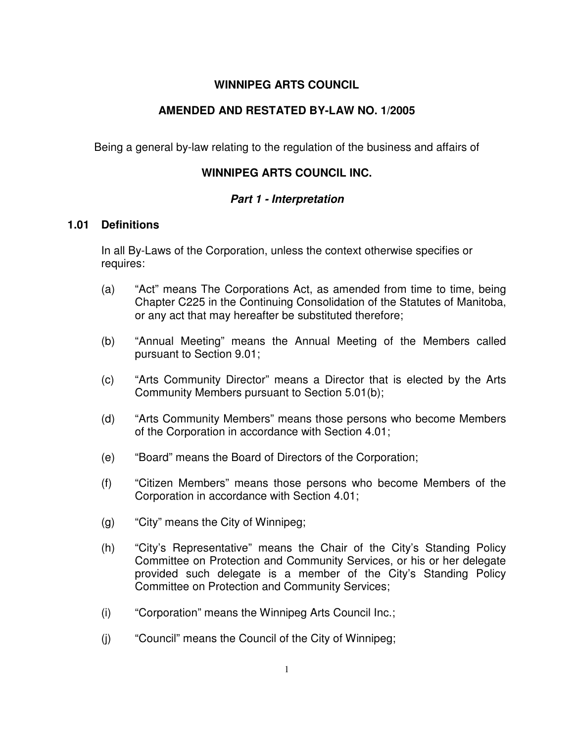# WINNIPEG ARTS COUNCIL

## AMENDED AND RESTATED BY-LAW NO. 1/2005

Being a general by-law relating to the regulation of the business and affairs of

## WINNIPEG ARTS COUNCIL INC.

### *Part 1 - Interpretation*

### 1.01 Definitions

In all By-Laws of the Corporation, unless the context otherwise specifies or requires:

(a) "Act" means The Corporations Act, as amended from time to time, being Chapter C225 in the Continuing Consolidation of the Statutes of Manitoba, or any act that may hereafter be substituted therefore;

(b) "Annual Meeting" means the Annual Meeting of the Members called pursuant to Section 9.01;

(c) "Arts Community Director" means a Director that is elected by the Arts Community Members pursuant to Section 5.01(b);

(d) "Arts Community Members" means those persons who become Members of the Corporation in accordance with Section 4.01;

(e) "Board" means the Board of Directors of the Corporation;

(f) "Citizen Members" means those persons who become Members of the Corporation in accordance with Section 4.01;

(g) "City" means the City of Winnipeg;

(h) "City's Representative" means the Chair of the City's Standing Policy Committee on Protection and Community Services, or his or her delegate provided such delegate is a member of the City's Standing Policy Committee on Protection and Community Services;

(i) "Corporation" means the Winnipeg Arts Council Inc.;

(j) "Council" means the Council of the City of Winnipeg;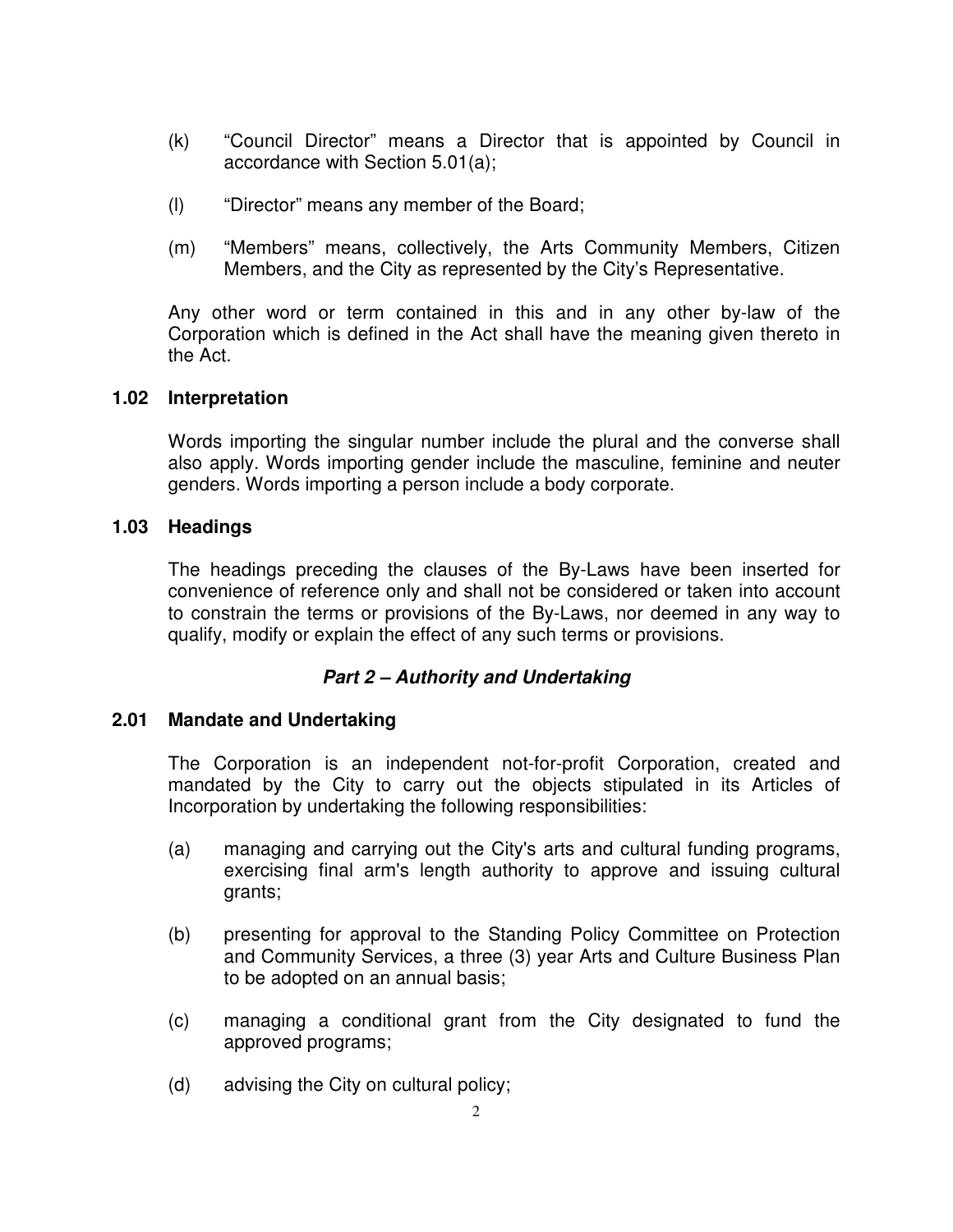(k) “Council Director” means a Director that is appointed by Council in accordance with Section 5.01(a);

(l) “Director” means any member of the Board;

(m) “Members” means, collectively, the Arts Community Members, Citizen Members, and the City as represented by the City’s Representative.

Any other word or term contained in this and in any other by-law of the Corporation which is defined in the Act shall have the meaning given thereto in the Act.

### 1.02 Interpretation

Words importing the singular number include the plural and the converse shall also apply. Words importing gender include the masculine, feminine and neuter genders. Words importing a person include a body corporate.

### 1.03 Headings

The headings preceding the clauses of the By-Laws have been inserted for convenience of reference only and shall not be considered or taken into account to constrain the terms or provisions of the By-Laws, nor deemed in any way to qualify, modify or explain the effect of any such terms or provisions.

## *Part 2 – Authority and Undertaking*

### 2.01 Mandate and Undertaking

The Corporation is an independent not-for-profit Corporation, created and mandated by the City to carry out the objects stipulated in its Articles of Incorporation by undertaking the following responsibilities:

(a) managing and carrying out the City's arts and cultural funding programs, exercising final arm's length authority to approve and issuing cultural grants;

(b) presenting for approval to the Standing Policy Committee on Protection and Community Services, a three (3) year Arts and Culture Business Plan to be adopted on an annual basis;

(c) managing a conditional grant from the City designated to fund the approved programs;

(d) advising the City on cultural policy;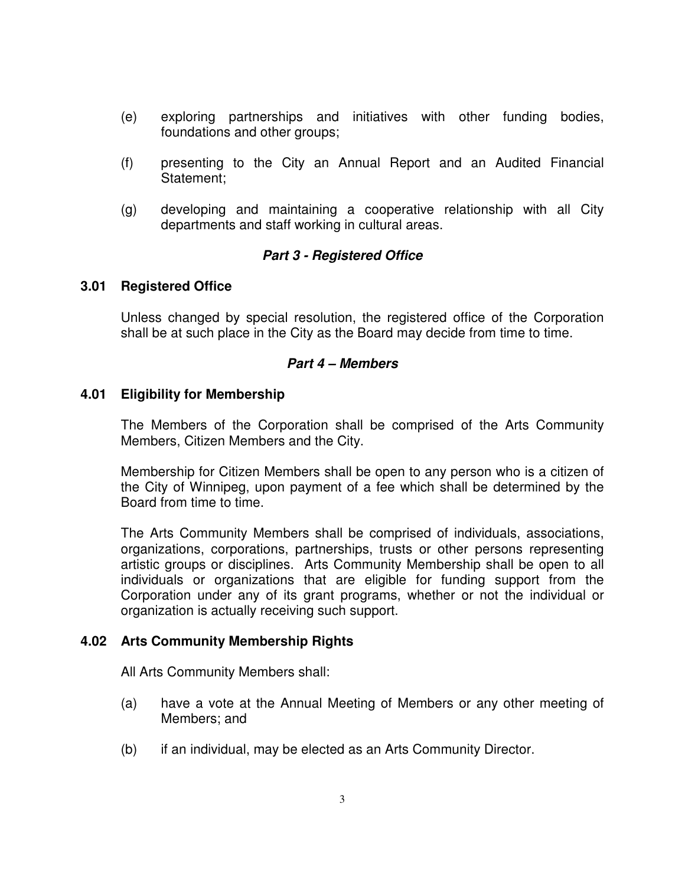(e) exploring partnerships and initiatives with other funding bodies, foundations and other groups;

(f) presenting to the City an Annual Report and an Audited Financial Statement;

(g) developing and maintaining a cooperative relationship with all City departments and staff working in cultural areas.

## ***Part 3 - Registered Office***

### 3.01 Registered Office

Unless changed by special resolution, the registered office of the Corporation shall be at such place in the City as the Board may decide from time to time.

## ***Part 4 – Members***

### 4.01 Eligibility for Membership

The Members of the Corporation shall be comprised of the Arts Community Members, Citizen Members and the City.

Membership for Citizen Members shall be open to any person who is a citizen of the City of Winnipeg, upon payment of a fee which shall be determined by the Board from time to time.

The Arts Community Members shall be comprised of individuals, associations, organizations, corporations, partnerships, trusts or other persons representing artistic groups or disciplines. Arts Community Membership shall be open to all individuals or organizations that are eligible for funding support from the Corporation under any of its grant programs, whether or not the individual or organization is actually receiving such support.

### 4.02 Arts Community Membership Rights

All Arts Community Members shall:

(a) have a vote at the Annual Meeting of Members or any other meeting of Members; and

(b) if an individual, may be elected as an Arts Community Director.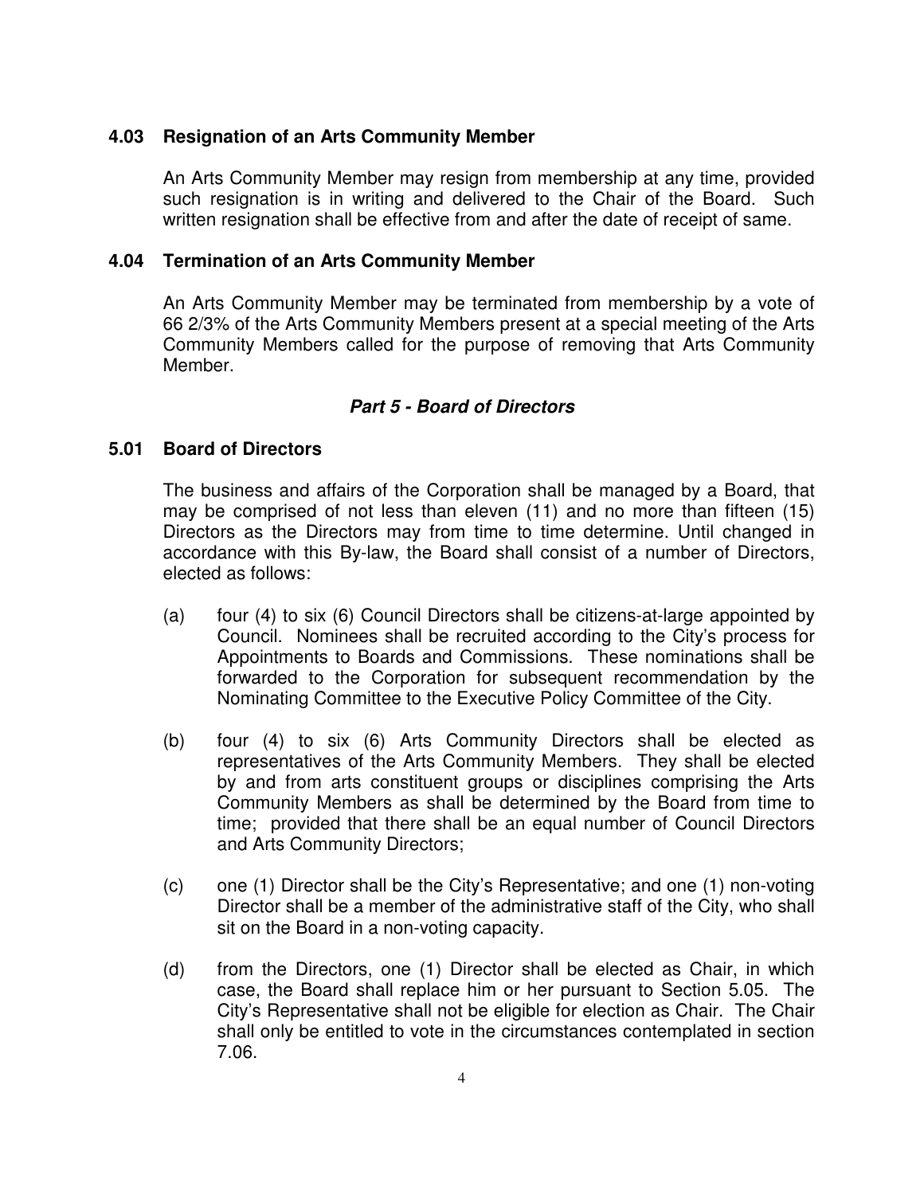### 4.03 Resignation of an Arts Community Member

An Arts Community Member may resign from membership at any time, provided such resignation is in writing and delivered to the Chair of the Board. Such written resignation shall be effective from and after the date of receipt of same.

### 4.04 Termination of an Arts Community Member

An Arts Community Member may be terminated from membership by a vote of 66 2/3% of the Arts Community Members present at a special meeting of the Arts Community Members called for the purpose of removing that Arts Community Member.

## *Part 5 - Board of Directors*

### 5.01 Board of Directors

The business and affairs of the Corporation shall be managed by a Board, that may be comprised of not less than eleven (11) and no more than fifteen (15) Directors as the Directors may from time to time determine. Until changed in accordance with this By-law, the Board shall consist of a number of Directors, elected as follows:

(a) four (4) to six (6) Council Directors shall be citizens-at-large appointed by Council. Nominees shall be recruited according to the City's process for Appointments to Boards and Commissions. These nominations shall be forwarded to the Corporation for subsequent recommendation by the Nominating Committee to the Executive Policy Committee of the City.

(b) four (4) to six (6) Arts Community Directors shall be elected as representatives of the Arts Community Members. They shall be elected by and from arts constituent groups or disciplines comprising the Arts Community Members as shall be determined by the Board from time to time; provided that there shall be an equal number of Council Directors and Arts Community Directors;

(c) one (1) Director shall be the City's Representative; and one (1) non-voting Director shall be a member of the administrative staff of the City, who shall sit on the Board in a non-voting capacity.

(d) from the Directors, one (1) Director shall be elected as Chair, in which case, the Board shall replace him or her pursuant to Section 5.05. The City's Representative shall not be eligible for election as Chair. The Chair shall only be entitled to vote in the circumstances contemplated in section 7.06.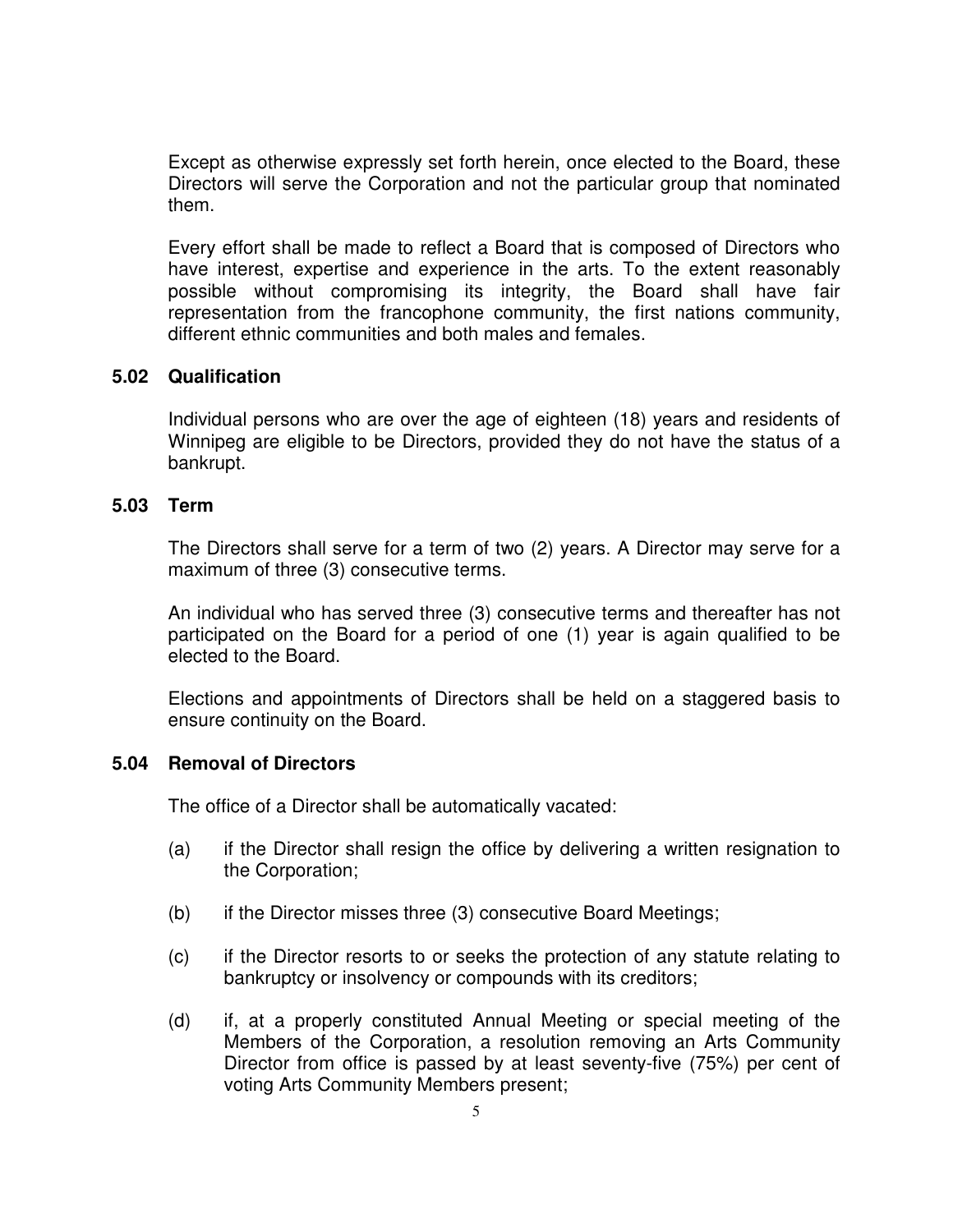Except as otherwise expressly set forth herein, once elected to the Board, these Directors will serve the Corporation and not the particular group that nominated them.

Every effort shall be made to reflect a Board that is composed of Directors who have interest, expertise and experience in the arts. To the extent reasonably possible without compromising its integrity, the Board shall have fair representation from the francophone community, the first nations community, different ethnic communities and both males and females.

### 5.02 Qualification

Individual persons who are over the age of eighteen (18) years and residents of Winnipeg are eligible to be Directors, provided they do not have the status of a bankrupt.

### 5.03 Term

The Directors shall serve for a term of two (2) years. A Director may serve for a maximum of three (3) consecutive terms.

An individual who has served three (3) consecutive terms and thereafter has not participated on the Board for a period of one (1) year is again qualified to be elected to the Board.

Elections and appointments of Directors shall be held on a staggered basis to ensure continuity on the Board.

### 5.04 Removal of Directors

The office of a Director shall be automatically vacated:

(a) if the Director shall resign the office by delivering a written resignation to the Corporation;

(b) if the Director misses three (3) consecutive Board Meetings;

(c) if the Director resorts to or seeks the protection of any statute relating to bankruptcy or insolvency or compounds with its creditors;

(d) if, at a properly constituted Annual Meeting or special meeting of the Members of the Corporation, a resolution removing an Arts Community Director from office is passed by at least seventy-five (75%) per cent of voting Arts Community Members present;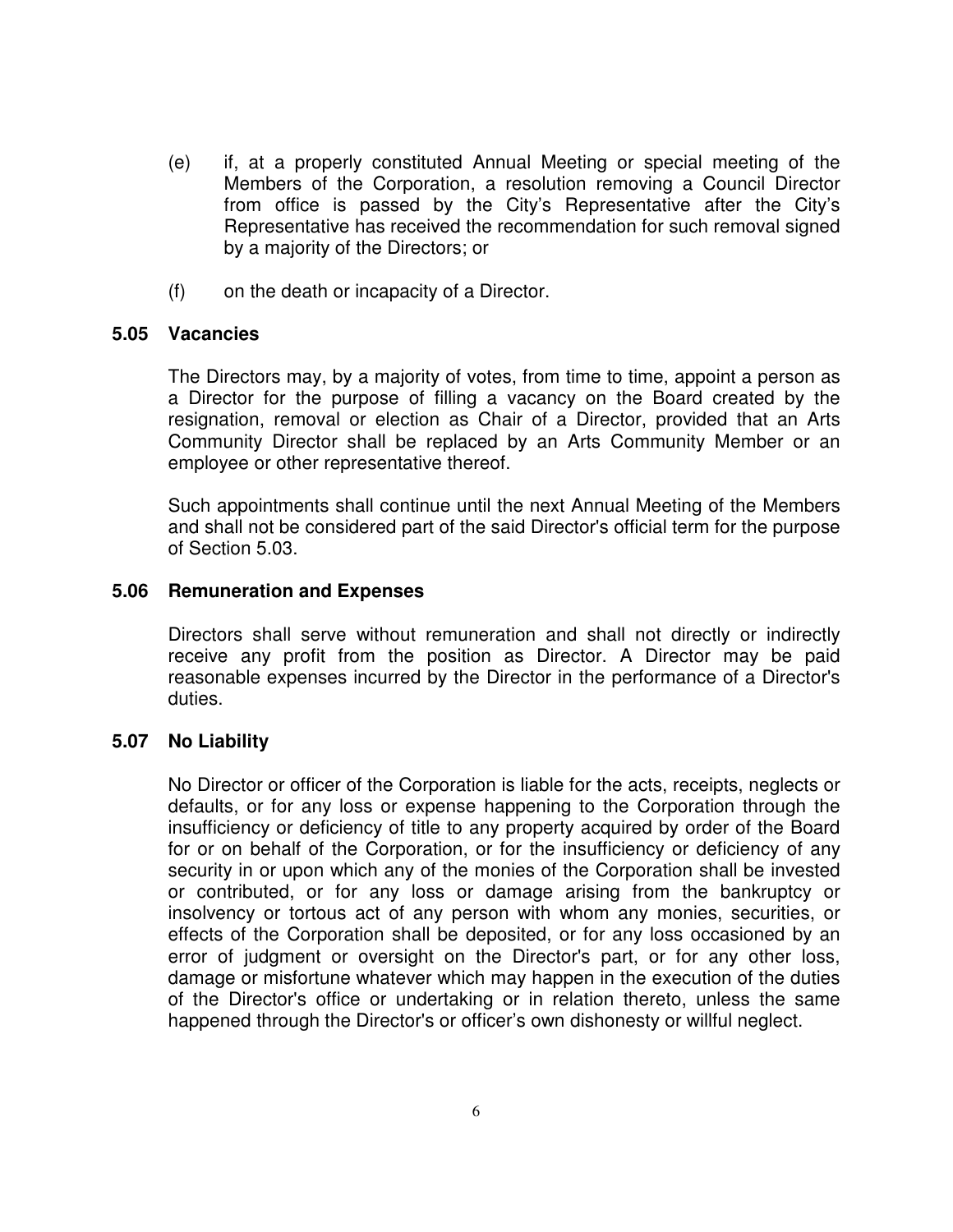(e) if, at a properly constituted Annual Meeting or special meeting of the Members of the Corporation, a resolution removing a Council Director from office is passed by the City's Representative after the City's Representative has received the recommendation for such removal signed by a majority of the Directors; or

(f) on the death or incapacity of a Director.

### 5.05 Vacancies

The Directors may, by a majority of votes, from time to time, appoint a person as a Director for the purpose of filling a vacancy on the Board created by the resignation, removal or election as Chair of a Director, provided that an Arts Community Director shall be replaced by an Arts Community Member or an employee or other representative thereof.

Such appointments shall continue until the next Annual Meeting of the Members and shall not be considered part of the said Director's official term for the purpose of Section 5.03.

### 5.06 Remuneration and Expenses

Directors shall serve without remuneration and shall not directly or indirectly receive any profit from the position as Director. A Director may be paid reasonable expenses incurred by the Director in the performance of a Director's duties.

### 5.07 No Liability

No Director or officer of the Corporation is liable for the acts, receipts, neglects or defaults, or for any loss or expense happening to the Corporation through the insufficiency or deficiency of title to any property acquired by order of the Board for or on behalf of the Corporation, or for the insufficiency or deficiency of any security in or upon which any of the monies of the Corporation shall be invested or contributed, or for any loss or damage arising from the bankruptcy or insolvency or tortous act of any person with whom any monies, securities, or effects of the Corporation shall be deposited, or for any loss occasioned by an error of judgment or oversight on the Director's part, or for any other loss, damage or misfortune whatever which may happen in the execution of the duties of the Director's office or undertaking or in relation thereto, unless the same happened through the Director's or officer's own dishonesty or willful neglect.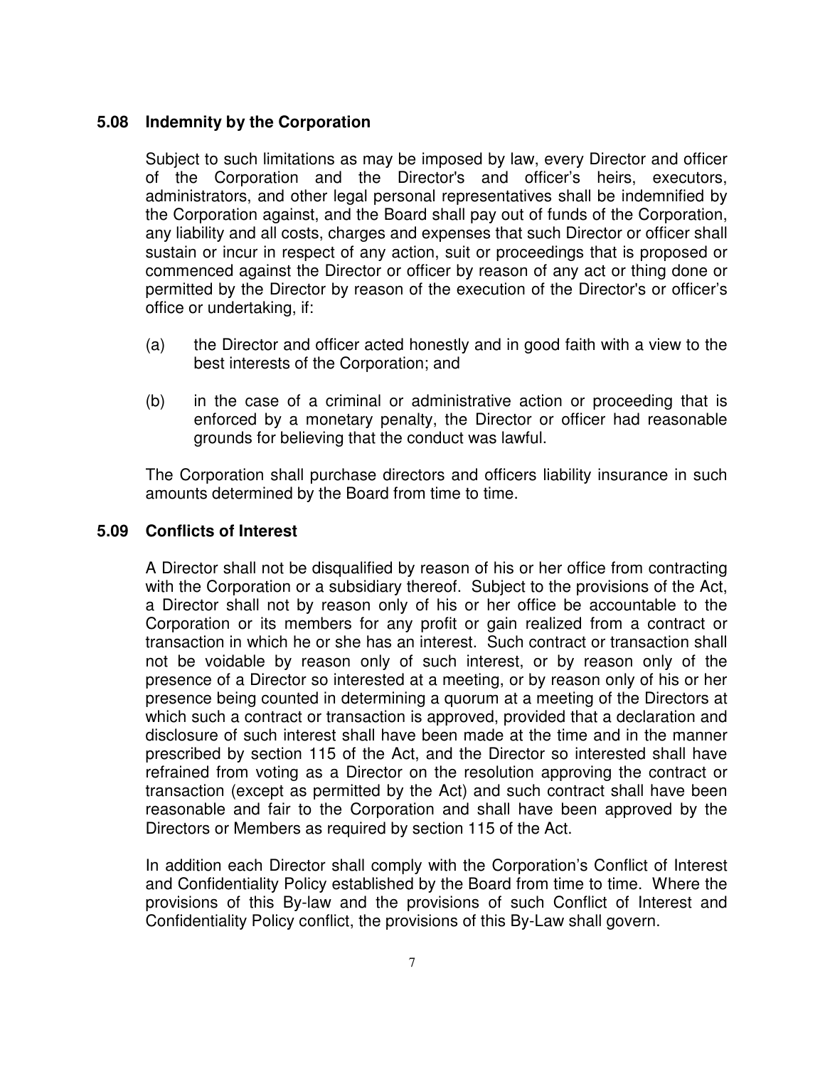### 5.08 Indemnity by the Corporation

Subject to such limitations as may be imposed by law, every Director and officer of the Corporation and the Director's and officer's heirs, executors, administrators, and other legal personal representatives shall be indemnified by the Corporation against, and the Board shall pay out of funds of the Corporation, any liability and all costs, charges and expenses that such Director or officer shall sustain or incur in respect of any action, suit or proceedings that is proposed or commenced against the Director or officer by reason of any act or thing done or permitted by the Director by reason of the execution of the Director's or officer's office or undertaking, if:

(a) the Director and officer acted honestly and in good faith with a view to the best interests of the Corporation; and

(b) in the case of a criminal or administrative action or proceeding that is enforced by a monetary penalty, the Director or officer had reasonable grounds for believing that the conduct was lawful.

The Corporation shall purchase directors and officers liability insurance in such amounts determined by the Board from time to time.

### 5.09 Conflicts of Interest

A Director shall not be disqualified by reason of his or her office from contracting with the Corporation or a subsidiary thereof. Subject to the provisions of the Act, a Director shall not by reason only of his or her office be accountable to the Corporation or its members for any profit or gain realized from a contract or transaction in which he or she has an interest. Such contract or transaction shall not be voidable by reason only of such interest, or by reason only of the presence of a Director so interested at a meeting, or by reason only of his or her presence being counted in determining a quorum at a meeting of the Directors at which such a contract or transaction is approved, provided that a declaration and disclosure of such interest shall have been made at the time and in the manner prescribed by section 115 of the Act, and the Director so interested shall have refrained from voting as a Director on the resolution approving the contract or transaction (except as permitted by the Act) and such contract shall have been reasonable and fair to the Corporation and shall have been approved by the Directors or Members as required by section 115 of the Act.

In addition each Director shall comply with the Corporation's Conflict of Interest and Confidentiality Policy established by the Board from time to time. Where the provisions of this By-law and the provisions of such Conflict of Interest and Confidentiality Policy conflict, the provisions of this By-Law shall govern.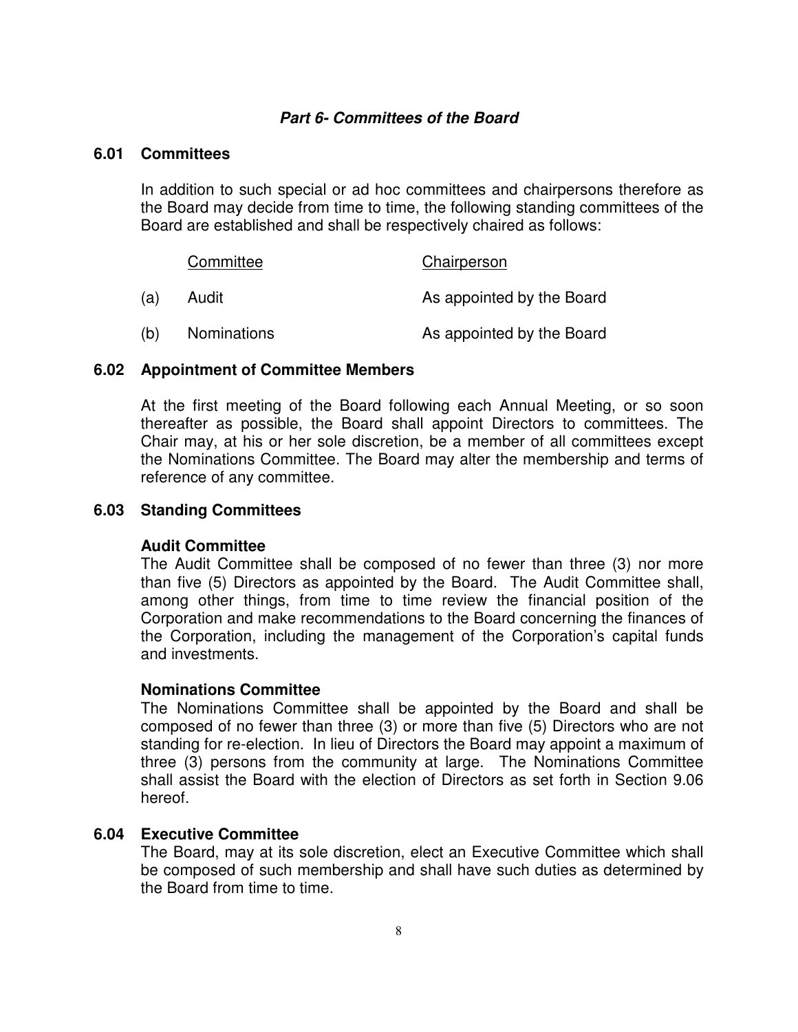## *Part 6- Committees of the Board*

### 6.01 Committees

In addition to such special or ad hoc committees and chairpersons therefore as the Board may decide from time to time, the following standing committees of the Board are established and shall be respectively chaired as follows:

| | Committee | Chairperson |
|---|---|---|
| (a) | Audit | As appointed by the Board |
| (b) | Nominations | As appointed by the Board |

### 6.02 Appointment of Committee Members

At the first meeting of the Board following each Annual Meeting, or so soon thereafter as possible, the Board shall appoint Directors to committees. The Chair may, at his or her sole discretion, be a member of all committees except the Nominations Committee. The Board may alter the membership and terms of reference of any committee.

### 6.03 Standing Committees

**Audit Committee**
The Audit Committee shall be composed of no fewer than three (3) nor more than five (5) Directors as appointed by the Board. The Audit Committee shall, among other things, from time to time review the financial position of the Corporation and make recommendations to the Board concerning the finances of the Corporation, including the management of the Corporation's capital funds and investments.

**Nominations Committee**
The Nominations Committee shall be appointed by the Board and shall be composed of no fewer than three (3) or more than five (5) Directors who are not standing for re-election. In lieu of Directors the Board may appoint a maximum of three (3) persons from the community at large. The Nominations Committee shall assist the Board with the election of Directors as set forth in Section 9.06 hereof.

### 6.04 Executive Committee

The Board, may at its sole discretion, elect an Executive Committee which shall be composed of such membership and shall have such duties as determined by the Board from time to time.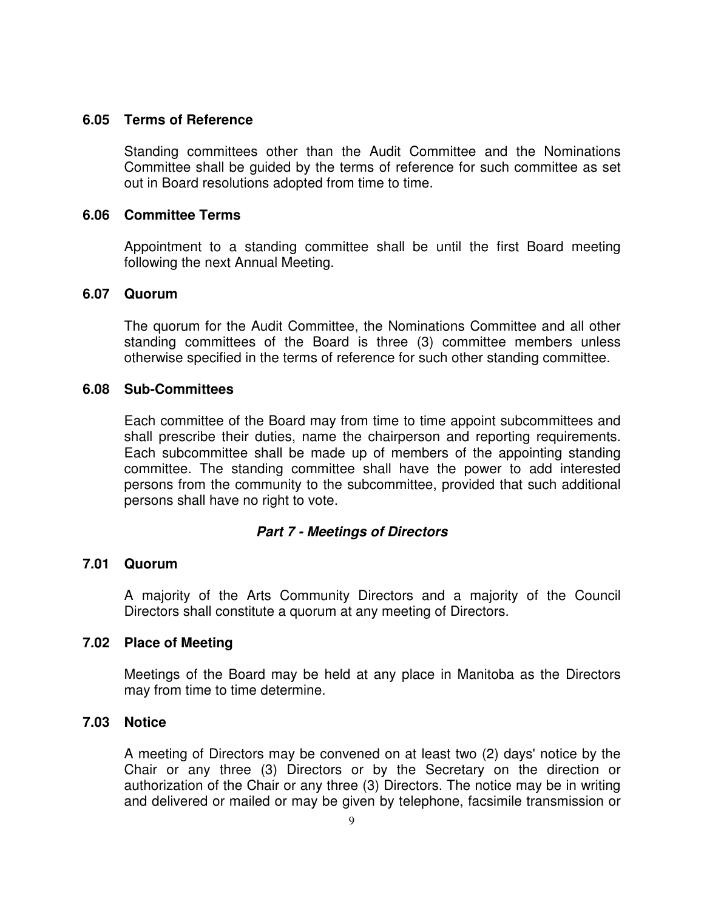### 6.05 Terms of Reference

Standing committees other than the Audit Committee and the Nominations Committee shall be guided by the terms of reference for such committee as set out in Board resolutions adopted from time to time.

### 6.06 Committee Terms

Appointment to a standing committee shall be until the first Board meeting following the next Annual Meeting.

### 6.07 Quorum

The quorum for the Audit Committee, the Nominations Committee and all other standing committees of the Board is three (3) committee members unless otherwise specified in the terms of reference for such other standing committee.

### 6.08 Sub-Committees

Each committee of the Board may from time to time appoint subcommittees and shall prescribe their duties, name the chairperson and reporting requirements. Each subcommittee shall be made up of members of the appointing standing committee. The standing committee shall have the power to add interested persons from the community to the subcommittee, provided that such additional persons shall have no right to vote.

## *Part 7 - Meetings of Directors*

### 7.01 Quorum

A majority of the Arts Community Directors and a majority of the Council Directors shall constitute a quorum at any meeting of Directors.

### 7.02 Place of Meeting

Meetings of the Board may be held at any place in Manitoba as the Directors may from time to time determine.

### 7.03 Notice

A meeting of Directors may be convened on at least two (2) days' notice by the Chair or any three (3) Directors or by the Secretary on the direction or authorization of the Chair or any three (3) Directors. The notice may be in writing and delivered or mailed or may be given by telephone, facsimile transmission or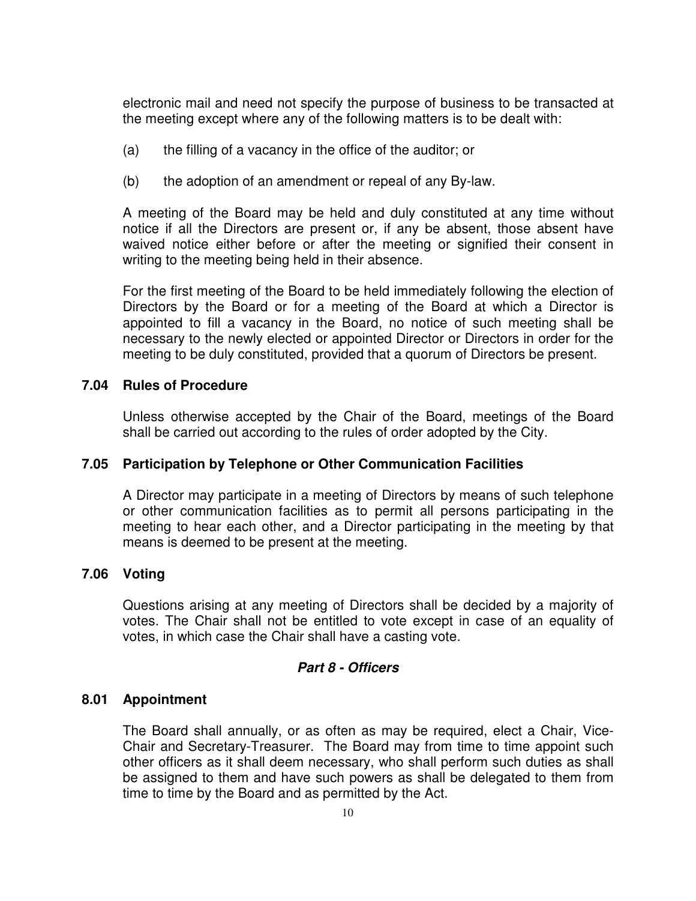electronic mail and need not specify the purpose of business to be transacted at the meeting except where any of the following matters is to be dealt with:

(a) the filling of a vacancy in the office of the auditor; or

(b) the adoption of an amendment or repeal of any By-law.

A meeting of the Board may be held and duly constituted at any time without notice if all the Directors are present or, if any be absent, those absent have waived notice either before or after the meeting or signified their consent in writing to the meeting being held in their absence.

For the first meeting of the Board to be held immediately following the election of Directors by the Board or for a meeting of the Board at which a Director is appointed to fill a vacancy in the Board, no notice of such meeting shall be necessary to the newly elected or appointed Director or Directors in order for the meeting to be duly constituted, provided that a quorum of Directors be present.

### 7.04 Rules of Procedure

Unless otherwise accepted by the Chair of the Board, meetings of the Board shall be carried out according to the rules of order adopted by the City.

### 7.05 Participation by Telephone or Other Communication Facilities

A Director may participate in a meeting of Directors by means of such telephone or other communication facilities as to permit all persons participating in the meeting to hear each other, and a Director participating in the meeting by that means is deemed to be present at the meeting.

### 7.06 Voting

Questions arising at any meeting of Directors shall be decided by a majority of votes. The Chair shall not be entitled to vote except in case of an equality of votes, in which case the Chair shall have a casting vote.

## *Part 8 - Officers*

### 8.01 Appointment

The Board shall annually, or as often as may be required, elect a Chair, Vice-Chair and Secretary-Treasurer. The Board may from time to time appoint such other officers as it shall deem necessary, who shall perform such duties as shall be assigned to them and have such powers as shall be delegated to them from time to time by the Board and as permitted by the Act.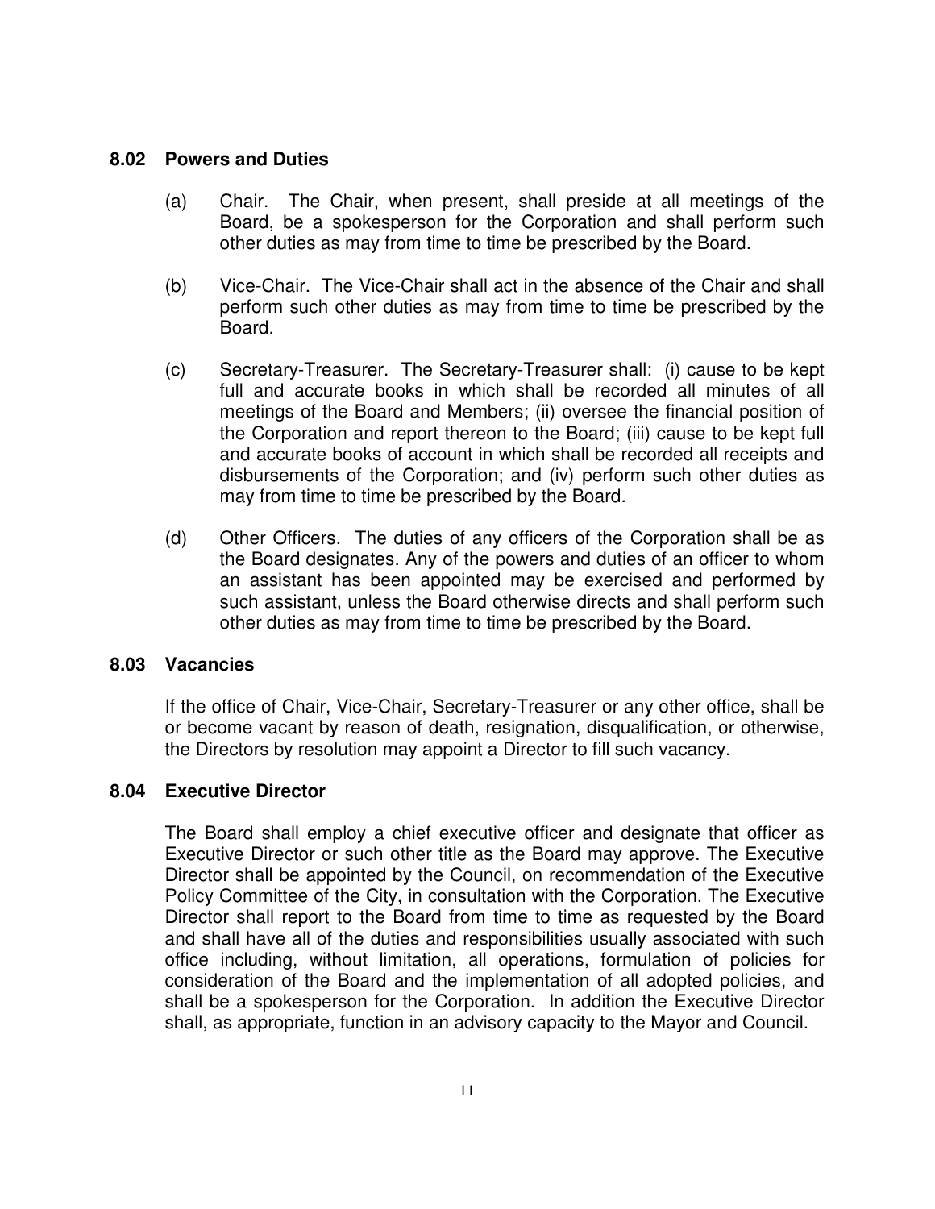### 8.02 Powers and Duties

(a) Chair. The Chair, when present, shall preside at all meetings of the Board, be a spokesperson for the Corporation and shall perform such other duties as may from time to time be prescribed by the Board.

(b) Vice-Chair. The Vice-Chair shall act in the absence of the Chair and shall perform such other duties as may from time to time be prescribed by the Board.

(c) Secretary-Treasurer. The Secretary-Treasurer shall: (i) cause to be kept full and accurate books in which shall be recorded all minutes of all meetings of the Board and Members; (ii) oversee the financial position of the Corporation and report thereon to the Board; (iii) cause to be kept full and accurate books of account in which shall be recorded all receipts and disbursements of the Corporation; and (iv) perform such other duties as may from time to time be prescribed by the Board.

(d) Other Officers. The duties of any officers of the Corporation shall be as the Board designates. Any of the powers and duties of an officer to whom an assistant has been appointed may be exercised and performed by such assistant, unless the Board otherwise directs and shall perform such other duties as may from time to time be prescribed by the Board.

### 8.03 Vacancies

If the office of Chair, Vice-Chair, Secretary-Treasurer or any other office, shall be or become vacant by reason of death, resignation, disqualification, or otherwise, the Directors by resolution may appoint a Director to fill such vacancy.

### 8.04 Executive Director

The Board shall employ a chief executive officer and designate that officer as Executive Director or such other title as the Board may approve. The Executive Director shall be appointed by the Council, on recommendation of the Executive Policy Committee of the City, in consultation with the Corporation. The Executive Director shall report to the Board from time to time as requested by the Board and shall have all of the duties and responsibilities usually associated with such office including, without limitation, all operations, formulation of policies for consideration of the Board and the implementation of all adopted policies, and shall be a spokesperson for the Corporation. In addition the Executive Director shall, as appropriate, function in an advisory capacity to the Mayor and Council.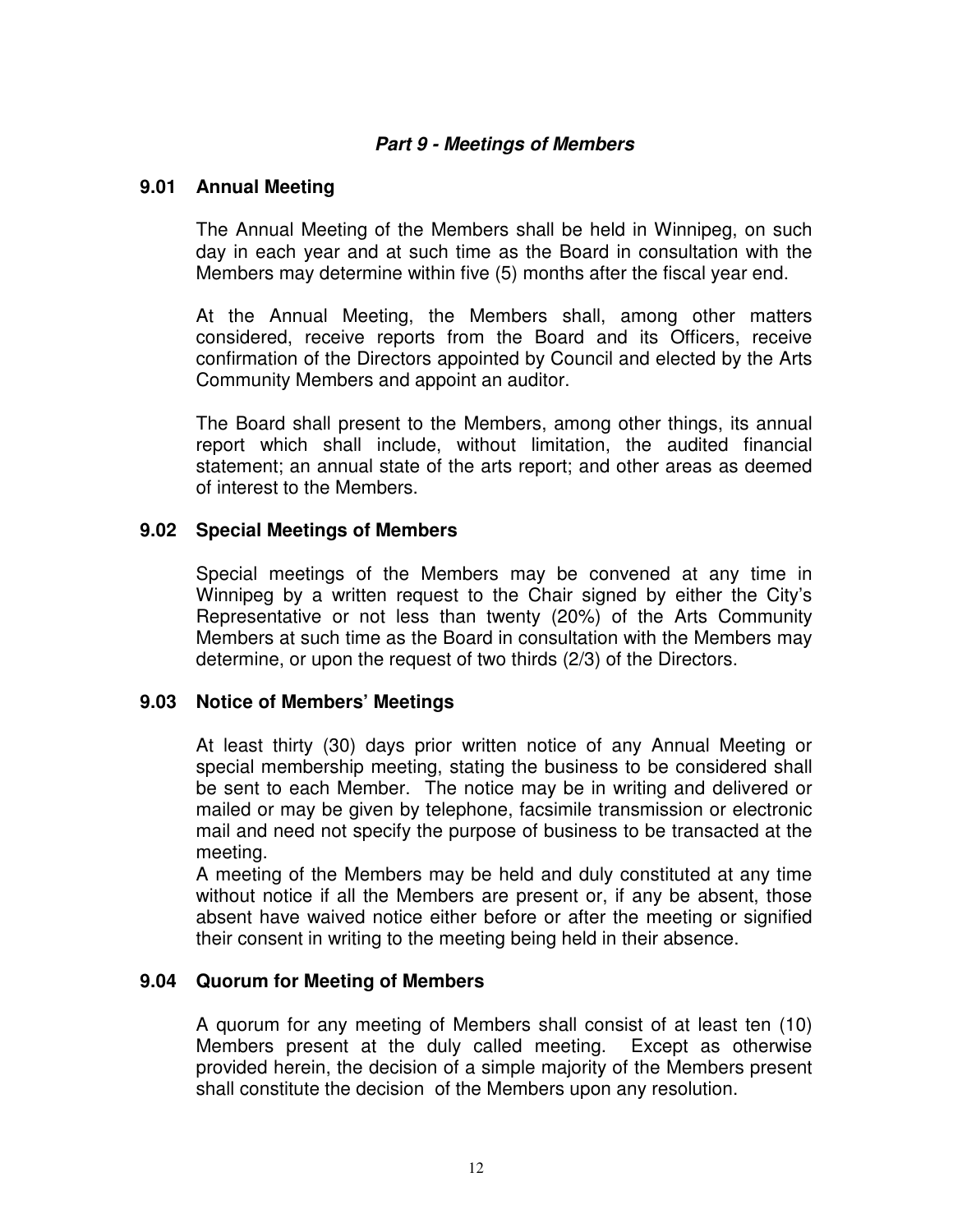## *Part 9 - Meetings of Members*

### 9.01 Annual Meeting

The Annual Meeting of the Members shall be held in Winnipeg, on such day in each year and at such time as the Board in consultation with the Members may determine within five (5) months after the fiscal year end.

At the Annual Meeting, the Members shall, among other matters considered, receive reports from the Board and its Officers, receive confirmation of the Directors appointed by Council and elected by the Arts Community Members and appoint an auditor.

The Board shall present to the Members, among other things, its annual report which shall include, without limitation, the audited financial statement; an annual state of the arts report; and other areas as deemed of interest to the Members.

### 9.02 Special Meetings of Members

Special meetings of the Members may be convened at any time in Winnipeg by a written request to the Chair signed by either the City's Representative or not less than twenty (20%) of the Arts Community Members at such time as the Board in consultation with the Members may determine, or upon the request of two thirds (2/3) of the Directors.

### 9.03 Notice of Members' Meetings

At least thirty (30) days prior written notice of any Annual Meeting or special membership meeting, stating the business to be considered shall be sent to each Member. The notice may be in writing and delivered or mailed or may be given by telephone, facsimile transmission or electronic mail and need not specify the purpose of business to be transacted at the meeting.

A meeting of the Members may be held and duly constituted at any time without notice if all the Members are present or, if any be absent, those absent have waived notice either before or after the meeting or signified their consent in writing to the meeting being held in their absence.

### 9.04 Quorum for Meeting of Members

A quorum for any meeting of Members shall consist of at least ten (10) Members present at the duly called meeting. Except as otherwise provided herein, the decision of a simple majority of the Members present shall constitute the decision of the Members upon any resolution.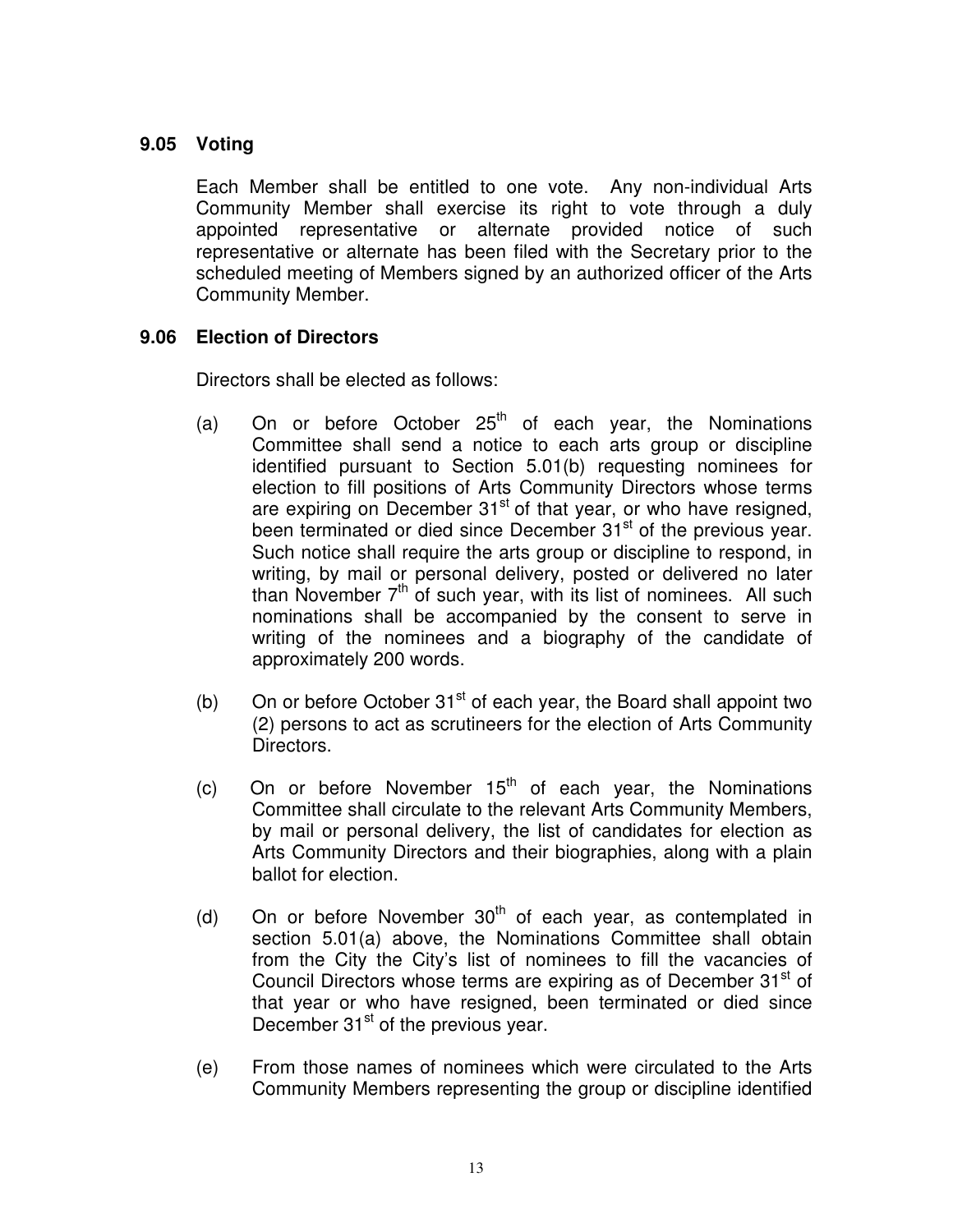### 9.05 Voting

Each Member shall be entitled to one vote. Any non-individual Arts Community Member shall exercise its right to vote through a duly appointed representative or alternate provided notice of such representative or alternate has been filed with the Secretary prior to the scheduled meeting of Members signed by an authorized officer of the Arts Community Member.

### 9.06 Election of Directors

Directors shall be elected as follows:

(a) On or before October 25th of each year, the Nominations Committee shall send a notice to each arts group or discipline identified pursuant to Section 5.01(b) requesting nominees for election to fill positions of Arts Community Directors whose terms are expiring on December 31st of that year, or who have resigned, been terminated or died since December 31st of the previous year. Such notice shall require the arts group or discipline to respond, in writing, by mail or personal delivery, posted or delivered no later than November 7th of such year, with its list of nominees. All such nominations shall be accompanied by the consent to serve in writing of the nominees and a biography of the candidate of approximately 200 words.

(b) On or before October 31st of each year, the Board shall appoint two (2) persons to act as scrutineers for the election of Arts Community Directors.

(c) On or before November 15th of each year, the Nominations Committee shall circulate to the relevant Arts Community Members, by mail or personal delivery, the list of candidates for election as Arts Community Directors and their biographies, along with a plain ballot for election.

(d) On or before November 30th of each year, as contemplated in section 5.01(a) above, the Nominations Committee shall obtain from the City the City's list of nominees to fill the vacancies of Council Directors whose terms are expiring as of December 31st of that year or who have resigned, been terminated or died since December 31st of the previous year.

(e) From those names of nominees which were circulated to the Arts Community Members representing the group or discipline identified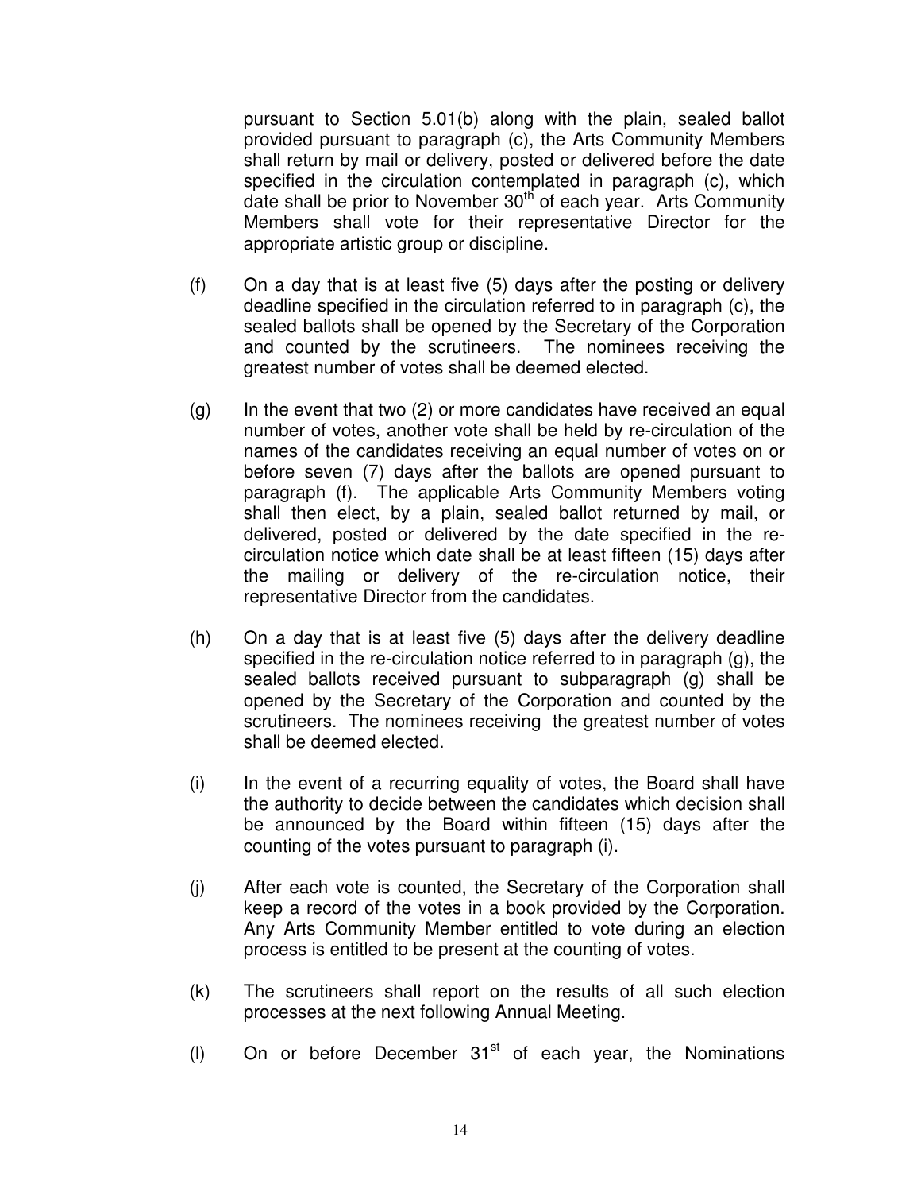pursuant to Section 5.01(b) along with the plain, sealed ballot provided pursuant to paragraph (c), the Arts Community Members shall return by mail or delivery, posted or delivered before the date specified in the circulation contemplated in paragraph (c), which date shall be prior to November 30th of each year. Arts Community Members shall vote for their representative Director for the appropriate artistic group or discipline.

(f) On a day that is at least five (5) days after the posting or delivery deadline specified in the circulation referred to in paragraph (c), the sealed ballots shall be opened by the Secretary of the Corporation and counted by the scrutineers. The nominees receiving the greatest number of votes shall be deemed elected.

(g) In the event that two (2) or more candidates have received an equal number of votes, another vote shall be held by re-circulation of the names of the candidates receiving an equal number of votes on or before seven (7) days after the ballots are opened pursuant to paragraph (f). The applicable Arts Community Members voting shall then elect, by a plain, sealed ballot returned by mail, or delivered, posted or delivered by the date specified in the re-circulation notice which date shall be at least fifteen (15) days after the mailing or delivery of the re-circulation notice, their representative Director from the candidates.

(h) On a day that is at least five (5) days after the delivery deadline specified in the re-circulation notice referred to in paragraph (g), the sealed ballots received pursuant to subparagraph (g) shall be opened by the Secretary of the Corporation and counted by the scrutineers. The nominees receiving the greatest number of votes shall be deemed elected.

(i) In the event of a recurring equality of votes, the Board shall have the authority to decide between the candidates which decision shall be announced by the Board within fifteen (15) days after the counting of the votes pursuant to paragraph (i).

(j) After each vote is counted, the Secretary of the Corporation shall keep a record of the votes in a book provided by the Corporation. Any Arts Community Member entitled to vote during an election process is entitled to be present at the counting of votes.

(k) The scrutineers shall report on the results of all such election processes at the next following Annual Meeting.

(l) On or before December 31st of each year, the Nominations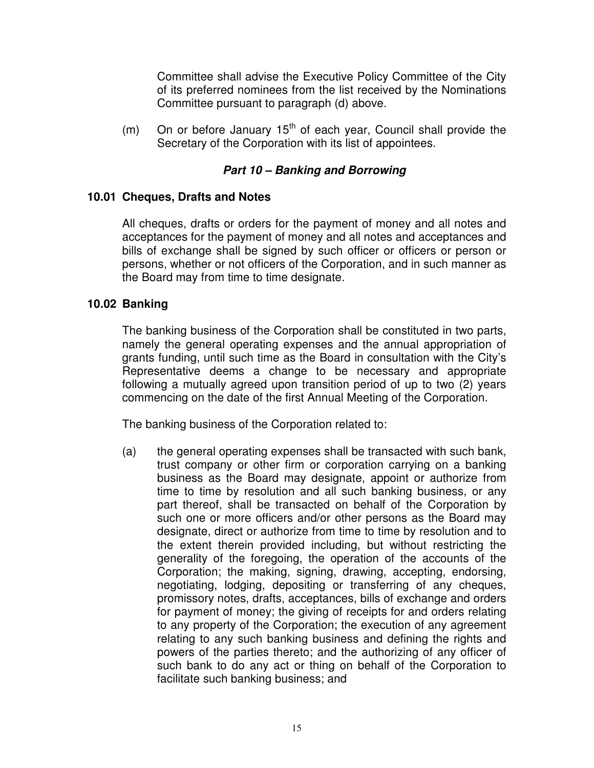Committee shall advise the Executive Policy Committee of the City of its preferred nominees from the list received by the Nominations Committee pursuant to paragraph (d) above.

(m) On or before January 15th of each year, Council shall provide the Secretary of the Corporation with its list of appointees.

## *Part 10 – Banking and Borrowing*

### 10.01 Cheques, Drafts and Notes

All cheques, drafts or orders for the payment of money and all notes and acceptances for the payment of money and all notes and acceptances and bills of exchange shall be signed by such officer or officers or person or persons, whether or not officers of the Corporation, and in such manner as the Board may from time to time designate.

### 10.02 Banking

The banking business of the Corporation shall be constituted in two parts, namely the general operating expenses and the annual appropriation of grants funding, until such time as the Board in consultation with the City's Representative deems a change to be necessary and appropriate following a mutually agreed upon transition period of up to two (2) years commencing on the date of the first Annual Meeting of the Corporation.

The banking business of the Corporation related to:

(a) the general operating expenses shall be transacted with such bank, trust company or other firm or corporation carrying on a banking business as the Board may designate, appoint or authorize from time to time by resolution and all such banking business, or any part thereof, shall be transacted on behalf of the Corporation by such one or more officers and/or other persons as the Board may designate, direct or authorize from time to time by resolution and to the extent therein provided including, but without restricting the generality of the foregoing, the operation of the accounts of the Corporation; the making, signing, drawing, accepting, endorsing, negotiating, lodging, depositing or transferring of any cheques, promissory notes, drafts, acceptances, bills of exchange and orders for payment of money; the giving of receipts for and orders relating to any property of the Corporation; the execution of any agreement relating to any such banking business and defining the rights and powers of the parties thereto; and the authorizing of any officer of such bank to do any act or thing on behalf of the Corporation to facilitate such banking business; and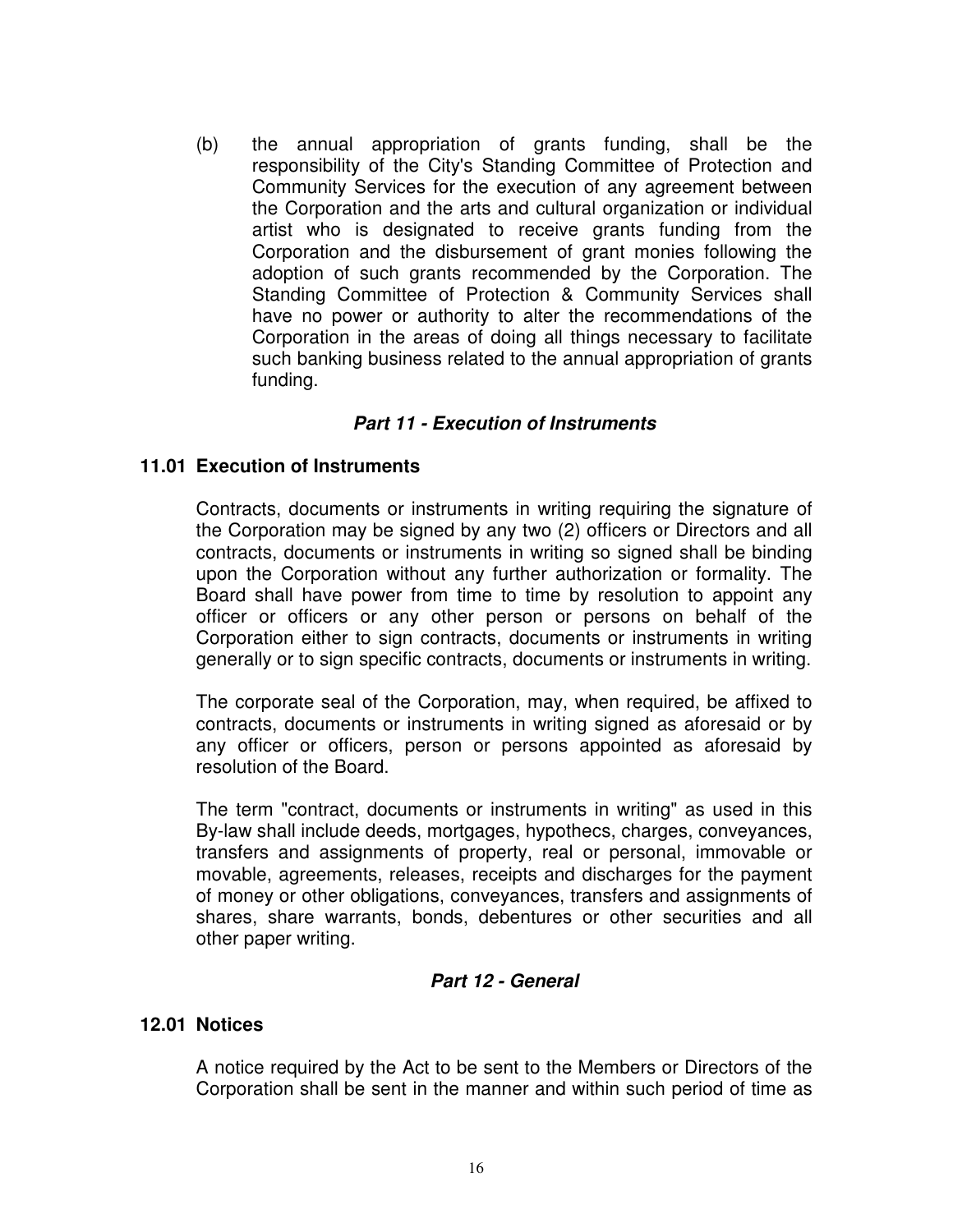(b) the annual appropriation of grants funding, shall be the responsibility of the City's Standing Committee of Protection and Community Services for the execution of any agreement between the Corporation and the arts and cultural organization or individual artist who is designated to receive grants funding from the Corporation and the disbursement of grant monies following the adoption of such grants recommended by the Corporation. The Standing Committee of Protection & Community Services shall have no power or authority to alter the recommendations of the Corporation in the areas of doing all things necessary to facilitate such banking business related to the annual appropriation of grants funding.

## *Part 11 - Execution of Instruments*

### 11.01 Execution of Instruments

Contracts, documents or instruments in writing requiring the signature of the Corporation may be signed by any two (2) officers or Directors and all contracts, documents or instruments in writing so signed shall be binding upon the Corporation without any further authorization or formality. The Board shall have power from time to time by resolution to appoint any officer or officers or any other person or persons on behalf of the Corporation either to sign contracts, documents or instruments in writing generally or to sign specific contracts, documents or instruments in writing.

The corporate seal of the Corporation, may, when required, be affixed to contracts, documents or instruments in writing signed as aforesaid or by any officer or officers, person or persons appointed as aforesaid by resolution of the Board.

The term "contract, documents or instruments in writing" as used in this By-law shall include deeds, mortgages, hypothecs, charges, conveyances, transfers and assignments of property, real or personal, immovable or movable, agreements, releases, receipts and discharges for the payment of money or other obligations, conveyances, transfers and assignments of shares, share warrants, bonds, debentures or other securities and all other paper writing.

## *Part 12 - General*

### 12.01 Notices

A notice required by the Act to be sent to the Members or Directors of the Corporation shall be sent in the manner and within such period of time as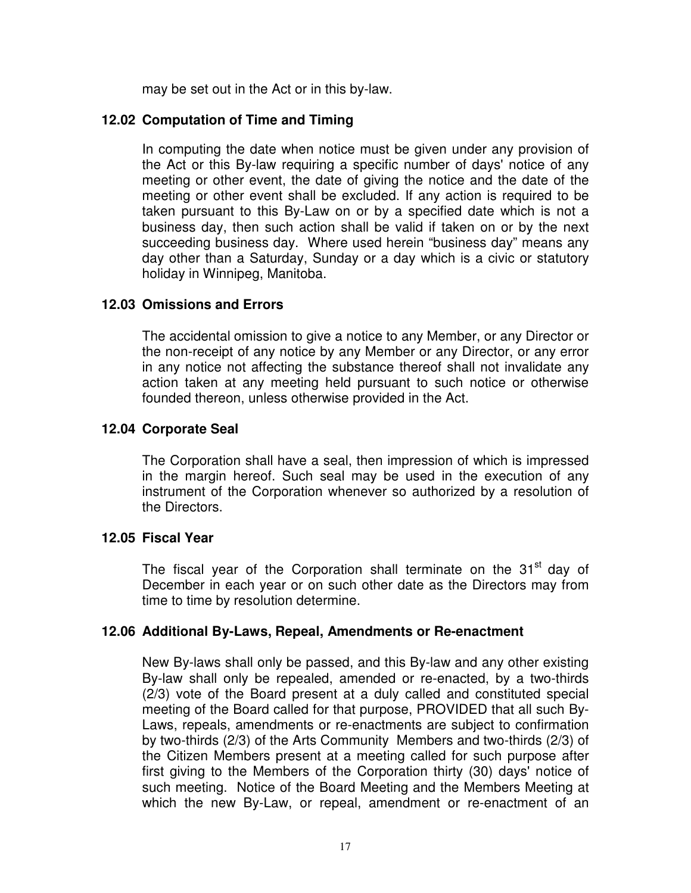may be set out in the Act or in this by-law.

### 12.02 Computation of Time and Timing

In computing the date when notice must be given under any provision of the Act or this By-law requiring a specific number of days' notice of any meeting or other event, the date of giving the notice and the date of the meeting or other event shall be excluded. If any action is required to be taken pursuant to this By-Law on or by a specified date which is not a business day, then such action shall be valid if taken on or by the next succeeding business day. Where used herein "business day" means any day other than a Saturday, Sunday or a day which is a civic or statutory holiday in Winnipeg, Manitoba.

### 12.03 Omissions and Errors

The accidental omission to give a notice to any Member, or any Director or the non-receipt of any notice by any Member or any Director, or any error in any notice not affecting the substance thereof shall not invalidate any action taken at any meeting held pursuant to such notice or otherwise founded thereon, unless otherwise provided in the Act.

### 12.04 Corporate Seal

The Corporation shall have a seal, then impression of which is impressed in the margin hereof. Such seal may be used in the execution of any instrument of the Corporation whenever so authorized by a resolution of the Directors.

### 12.05 Fiscal Year

The fiscal year of the Corporation shall terminate on the 31st day of December in each year or on such other date as the Directors may from time to time by resolution determine.

### 12.06 Additional By-Laws, Repeal, Amendments or Re-enactment

New By-laws shall only be passed, and this By-law and any other existing By-law shall only be repealed, amended or re-enacted, by a two-thirds (2/3) vote of the Board present at a duly called and constituted special meeting of the Board called for that purpose, PROVIDED that all such By-Laws, repeals, amendments or re-enactments are subject to confirmation by two-thirds (2/3) of the Arts Community Members and two-thirds (2/3) of the Citizen Members present at a meeting called for such purpose after first giving to the Members of the Corporation thirty (30) days' notice of such meeting. Notice of the Board Meeting and the Members Meeting at which the new By-Law, or repeal, amendment or re-enactment of an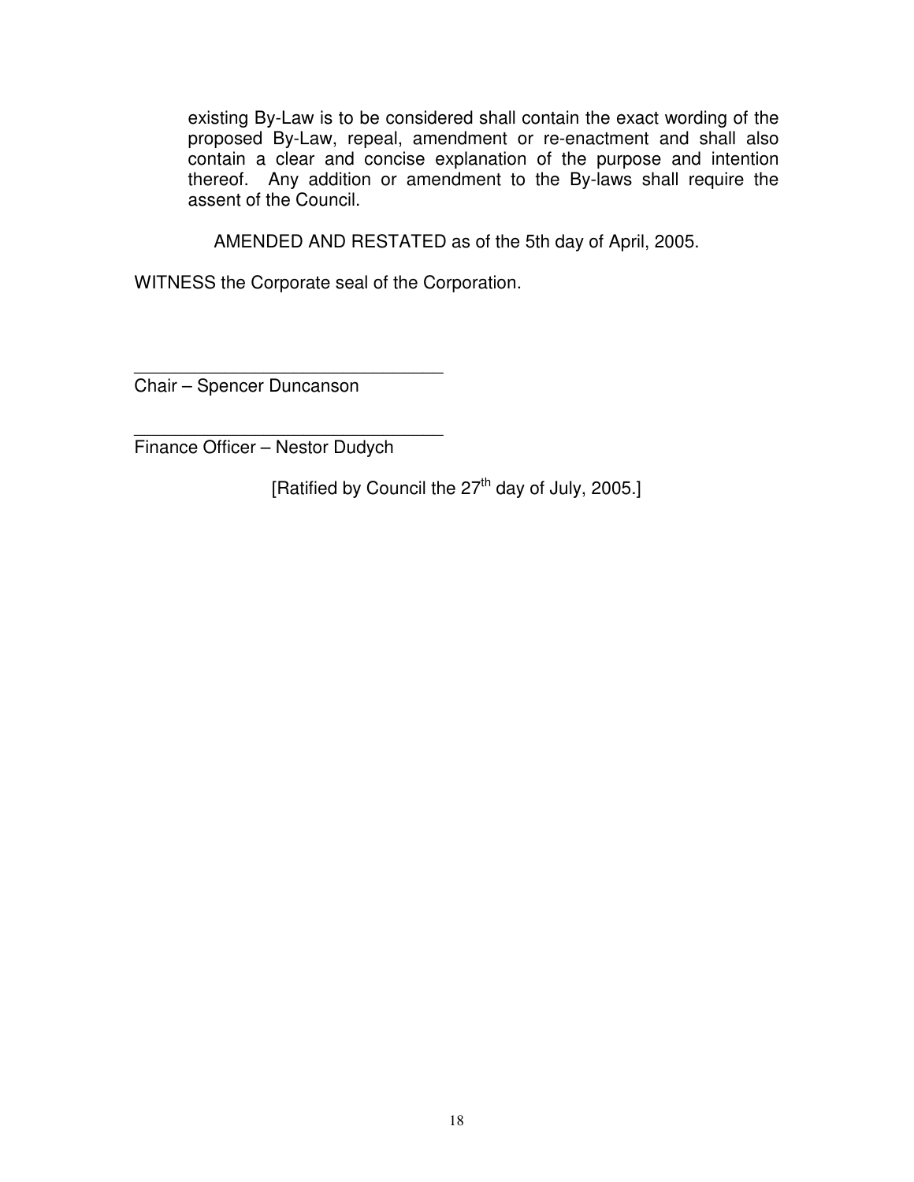existing By-Law is to be considered shall contain the exact wording of the proposed By-Law, repeal, amendment or re-enactment and shall also contain a clear and concise explanation of the purpose and intention thereof. Any addition or amendment to the By-laws shall require the assent of the Council.

AMENDED AND RESTATED as of the 5th day of April, 2005.

WITNESS the Corporate seal of the Corporation.

________________________________
Chair – Spencer Duncanson

________________________________
Finance Officer – Nestor Dudych

[Ratified by Council the 27th day of July, 2005.]